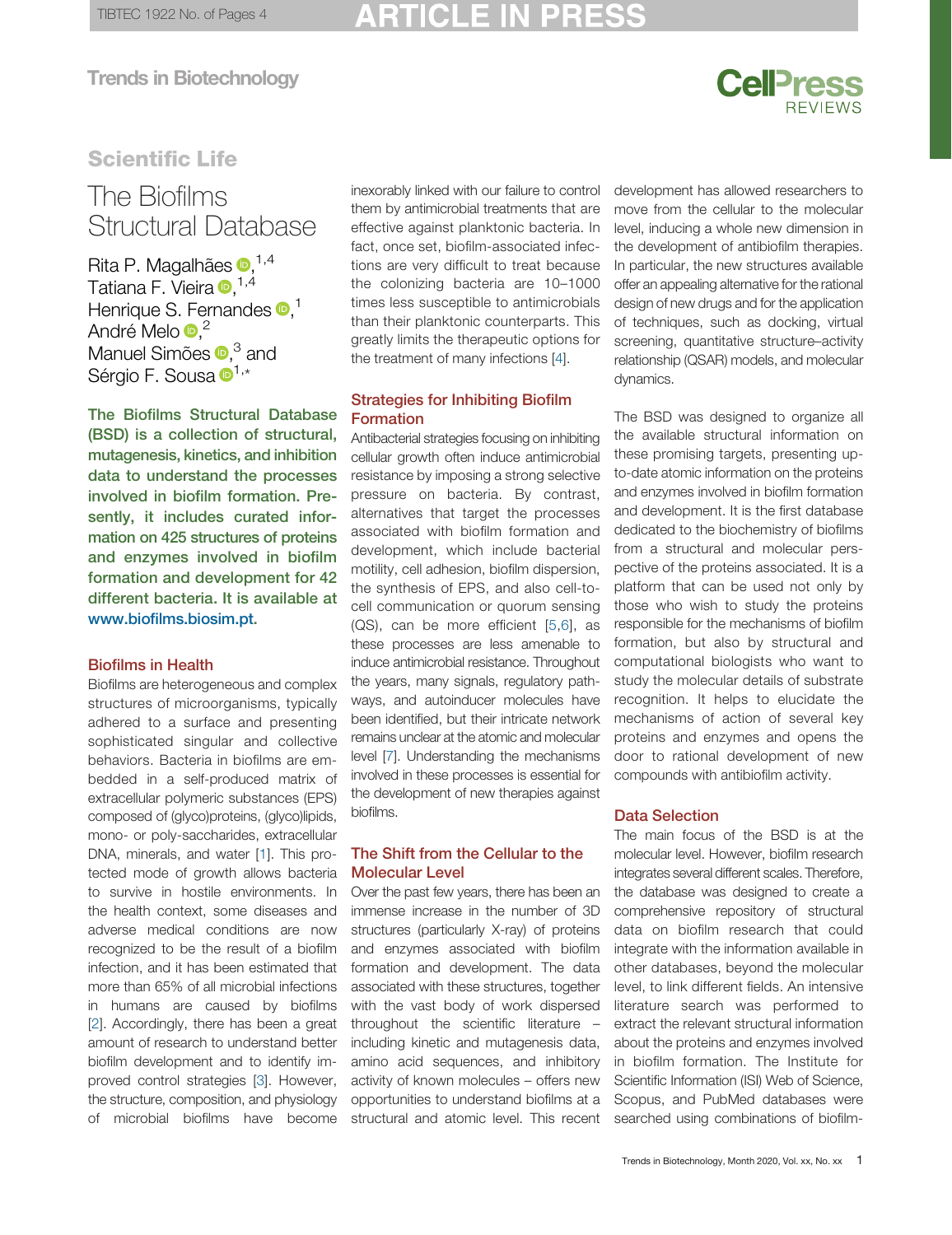Scientific Life

# The Biofilms Structural Database

Rita P. Magalhães[1,4], Tatiana F. Vieira[1,4], Henrique S. Fernandes[1], André Melo[2], Manuel Simões[3] and Sérgio F. Sousa[1,*]

**The Biofilms Structural Database (BSD) is a collection of structural, mutagenesis, kinetics, and inhibition data to understand the processes involved in biofilm formation. Presently, it includes curated information on 425 structures of proteins and enzymes involved in biofilm formation and development for 42 different bacteria. It is available at www.biofilms.biosim.pt.**

## Biofilms in Health

Biofilms are heterogeneous and complex structures of microorganisms, typically adhered to a surface and presenting sophisticated singular and collective behaviors. Bacteria in biofilms are embedded in a self-produced matrix of extracellular polymeric substances (EPS) composed of (glyco)proteins, (glyco)lipids, mono- or poly-saccharides, extracellular DNA, minerals, and water [1]. This protected mode of growth allows bacteria to survive in hostile environments. In the health context, some diseases and adverse medical conditions are now recognized to be the result of a biofilm infection, and it has been estimated that more than 65% of all microbial infections in humans are caused by biofilms [2]. Accordingly, there has been a great amount of research to understand better biofilm development and to identify improved control strategies [3]. However, the structure, composition, and physiology of microbial biofilms have become inexorably linked with our failure to control them by antimicrobial treatments that are effective against planktonic bacteria. In fact, once set, biofilm-associated infections are very difficult to treat because the colonizing bacteria are 10–1000 times less susceptible to antimicrobials than their planktonic counterparts. This greatly limits the therapeutic options for the treatment of many infections [4].

## Strategies for Inhibiting Biofilm Formation

Antibacterial strategies focusing on inhibiting cellular growth often induce antimicrobial resistance by imposing a strong selective pressure on bacteria. By contrast, alternatives that target the processes associated with biofilm formation and development, which include bacterial motility, cell adhesion, biofilm dispersion, the synthesis of EPS, and also cell-to-cell communication or quorum sensing (QS), can be more efficient [5,6], as these processes are less amenable to induce antimicrobial resistance. Throughout the years, many signals, regulatory pathways, and autoinducer molecules have been identified, but their intricate network remains unclear at the atomic and molecular level [7]. Understanding the mechanisms involved in these processes is essential for the development of new therapies against biofilms.

## The Shift from the Cellular to the Molecular Level

Over the past few years, there has been an immense increase in the number of 3D structures (particularly X-ray) of proteins and enzymes associated with biofilm formation and development. The data associated with these structures, together with the vast body of work dispersed throughout the scientific literature – including kinetic and mutagenesis data, amino acid sequences, and inhibitory activity of known molecules – offers new opportunities to understand biofilms at a structural and atomic level. This recent development has allowed researchers to move from the cellular to the molecular level, inducing a whole new dimension in the development of antibiofilm therapies. In particular, the new structures available offer an appealing alternative for the rational design of new drugs and for the application of techniques, such as docking, virtual screening, quantitative structure–activity relationship (QSAR) models, and molecular dynamics.

The BSD was designed to organize all the available structural information on these promising targets, presenting up-to-date atomic information on the proteins and enzymes involved in biofilm formation and development. It is the first database dedicated to the biochemistry of biofilms from a structural and molecular perspective of the proteins associated. It is a platform that can be used not only by those who wish to study the proteins responsible for the mechanisms of biofilm formation, but also by structural and computational biologists who want to study the molecular details of substrate recognition. It helps to elucidate the mechanisms of action of several key proteins and enzymes and opens the door to rational development of new compounds with antibiofilm activity.

## Data Selection

The main focus of the BSD is at the molecular level. However, biofilm research integrates several different scales. Therefore, the database was designed to create a comprehensive repository of structural data on biofilm research that could integrate with the information available in other databases, beyond the molecular level, to link different fields. An intensive literature search was performed to extract the relevant structural information about the proteins and enzymes involved in biofilm formation. The Institute for Scientific Information (ISI) Web of Science, Scopus, and PubMed databases were searched using combinations of biofilm-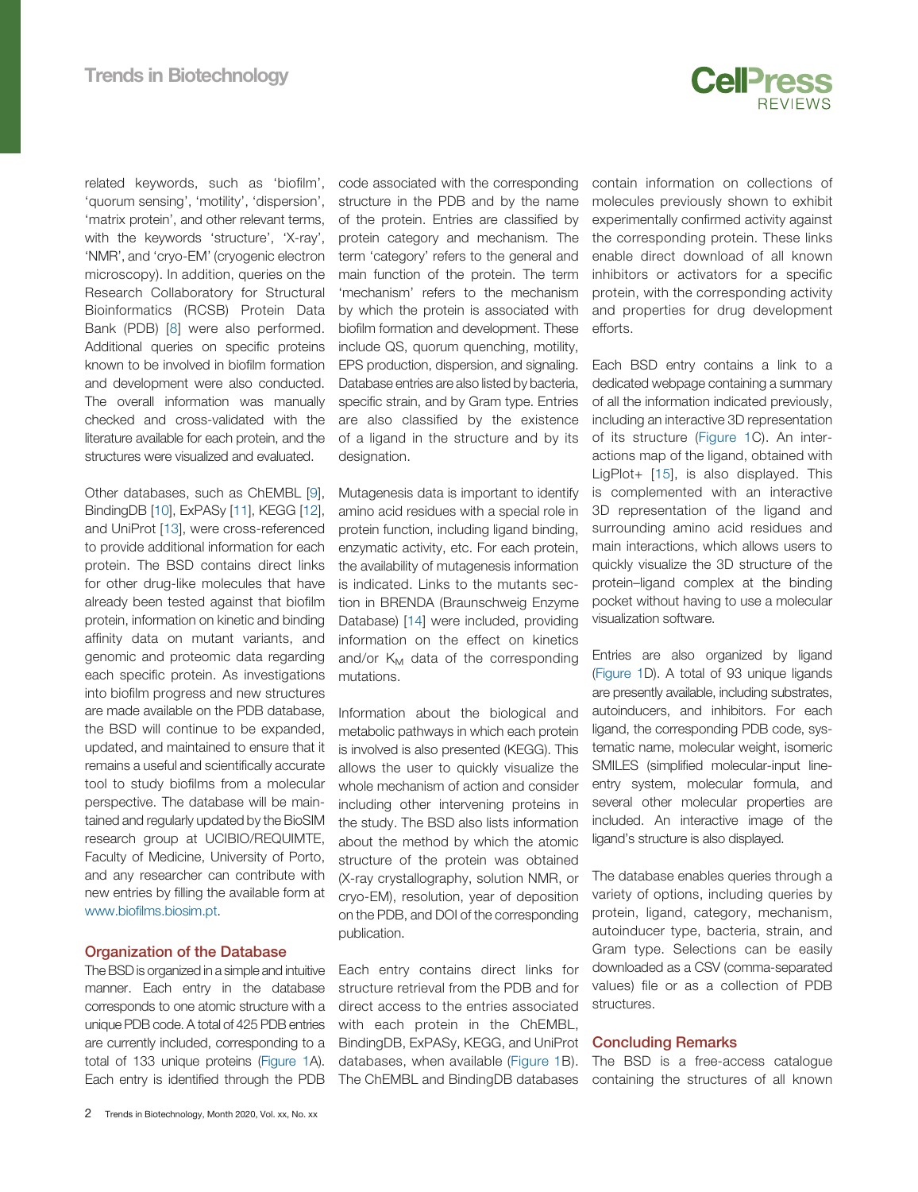related keywords, such as 'biofilm', 'quorum sensing', 'motility', 'dispersion', 'matrix protein', and other relevant terms, with the keywords 'structure', 'X-ray', 'NMR', and 'cryo-EM' (cryogenic electron microscopy). In addition, queries on the Research Collaboratory for Structural Bioinformatics (RCSB) Protein Data Bank (PDB) [8] were also performed. Additional queries on specific proteins known to be involved in biofilm formation and development were also conducted. The overall information was manually checked and cross-validated with the literature available for each protein, and the structures were visualized and evaluated.

Other databases, such as ChEMBL [9], BindingDB [10], ExPASy [11], KEGG [12], and UniProt [13], were cross-referenced to provide additional information for each protein. The BSD contains direct links for other drug-like molecules that have already been tested against that biofilm protein, information on kinetic and binding affinity data on mutant variants, and genomic and proteomic data regarding each specific protein. As investigations into biofilm progress and new structures are made available on the PDB database, the BSD will continue to be expanded, updated, and maintained to ensure that it remains a useful and scientifically accurate tool to study biofilms from a molecular perspective. The database will be maintained and regularly updated by the BioSIM research group at UCIBIO/REQUIMTE, Faculty of Medicine, University of Porto, and any researcher can contribute with new entries by filling the available form at www.biofilms.biosim.pt.

## Organization of the Database

The BSD is organized in a simple and intuitive manner. Each entry in the database corresponds to one atomic structure with a unique PDB code. A total of 425 PDB entries are currently included, corresponding to a total of 133 unique proteins (Figure 1A). Each entry is identified through the PDB code associated with the corresponding structure in the PDB and by the name of the protein. Entries are classified by protein category and mechanism. The term 'category' refers to the general and main function of the protein. The term 'mechanism' refers to the mechanism by which the protein is associated with biofilm formation and development. These include QS, quorum quenching, motility, EPS production, dispersion, and signaling. Database entries are also listed by bacteria, specific strain, and by Gram type. Entries are also classified by the existence of a ligand in the structure and by its designation.

Mutagenesis data is important to identify amino acid residues with a special role in protein function, including ligand binding, enzymatic activity, etc. For each protein, the availability of mutagenesis information is indicated. Links to the mutants section in BRENDA (Braunschweig Enzyme Database) [14] were included, providing information on the effect on kinetics and/or $K_M$ data of the corresponding mutations.

Information about the biological and metabolic pathways in which each protein is involved is also presented (KEGG). This allows the user to quickly visualize the whole mechanism of action and consider including other intervening proteins in the study. The BSD also lists information about the method by which the atomic structure of the protein was obtained (X-ray crystallography, solution NMR, or cryo-EM), resolution, year of deposition on the PDB, and DOI of the corresponding publication.

Each entry contains direct links for structure retrieval from the PDB and for direct access to the entries associated with each protein in the ChEMBL, BindingDB, ExPASy, KEGG, and UniProt databases, when available (Figure 1B). The ChEMBL and BindingDB databases contain information on collections of molecules previously shown to exhibit experimentally confirmed activity against the corresponding protein. These links enable direct download of all known inhibitors or activators for a specific protein, with the corresponding activity and properties for drug development efforts.

Each BSD entry contains a link to a dedicated webpage containing a summary of all the information indicated previously, including an interactive 3D representation of its structure (Figure 1C). An interactions map of the ligand, obtained with LigPlot+ [15], is also displayed. This is complemented with an interactive 3D representation of the ligand and surrounding amino acid residues and main interactions, which allows users to quickly visualize the 3D structure of the protein–ligand complex at the binding pocket without having to use a molecular visualization software.

Entries are also organized by ligand (Figure 1D). A total of 93 unique ligands are presently available, including substrates, autoinducers, and inhibitors. For each ligand, the corresponding PDB code, systematic name, molecular weight, isomeric SMILES (simplified molecular-input line-entry system, molecular formula, and several other molecular properties are included. An interactive image of the ligand's structure is also displayed.

The database enables queries through a variety of options, including queries by protein, ligand, category, mechanism, autoinducer type, bacteria, strain, and Gram type. Selections can be easily downloaded as a CSV (comma-separated values) file or as a collection of PDB structures.

## Concluding Remarks

The BSD is a free-access catalogue containing the structures of all known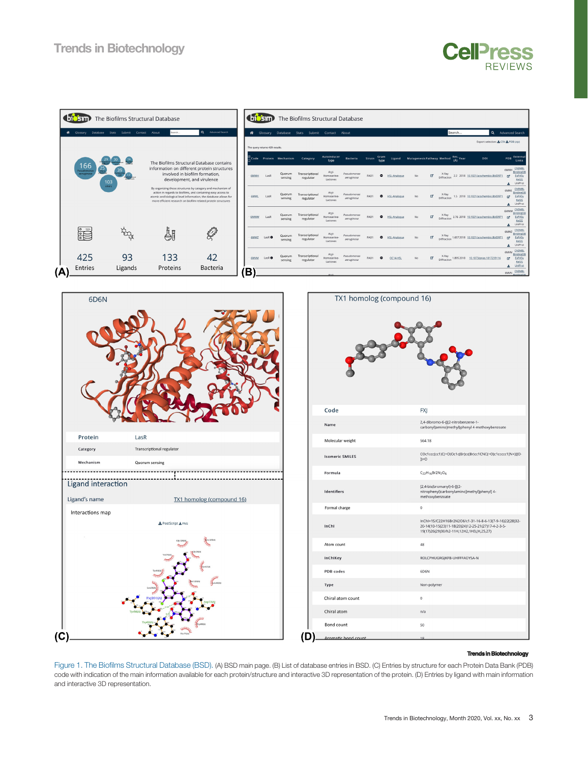Figure 1. The Biofilms Structural Database (BSD). (A) BSD main page. (B) List of database entries in BSD. (C) Entries by structure for each Protein Data Bank (PDB) code with indication of the main information available for each protein/structure and interactive 3D representation of the protein. (D) Entries by ligand with main information and interactive 3D representation.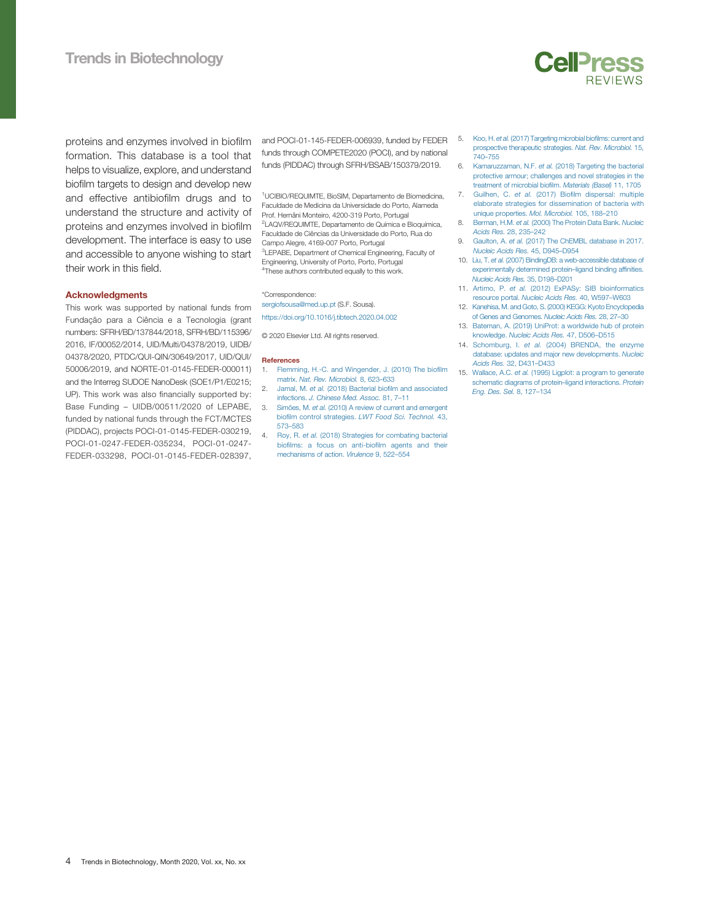proteins and enzymes involved in biofilm formation. This database is a tool that helps to visualize, explore, and understand biofilm targets to design and develop new and effective antibiofilm drugs and to understand the structure and activity of proteins and enzymes involved in biofilm development. The interface is easy to use and accessible to anyone wishing to start their work in this field.

### Acknowledgments

This work was supported by national funds from Fundação para a Ciência e a Tecnologia (grant numbers: SFRH/BD/137844/2018, SFRH/BD/115396/2016, IF/00052/2014, UID/Multi/04378/2019, UIDB/04378/2020, PTDC/QUI-QIN/30649/2017, UID/QUI/50006/2019, and NORTE-01-0145-FEDER-000011) and the Interreg SUDOE NanoDesk (SOE1/P1/E0215; UP). This work was also financially supported by: Base Funding – UIDB/00511/2020 of LEPABE, funded by national funds through the FCT/MCTES (PIDDAC), projects POCI-01-0145-FEDER-030219, POCI-01-0247-FEDER-035234, POCI-01-0247-FEDER-033298, POCI-01-0145-FEDER-028397, and POCI-01-145-FEDER-006939, funded by FEDER funds through COMPETE2020 (POCI), and by national funds (PIDDAC) through SFRH/BSAB/150379/2019.

[1]UCIBIO/REQUIMTE, BioSIM, Departamento de Biomedicina, Faculdade de Medicina da Universidade do Porto, Alameda Prof. Hernâni Monteiro, 4200-319 Porto, Portugal
[2]LAQV/REQUIMTE, Departamento de Química e Bioquímica, Faculdade de Ciências da Universidade do Porto, Rua do Campo Alegre, 4169-007 Porto, Portugal
[3]LEPABE, Department of Chemical Engineering, Faculty of Engineering, University of Porto, Porto, Portugal
[4]These authors contributed equally to this work.

*Correspondence:
sergiofsousa@med.up.pt (S.F. Sousa).
https://doi.org/10.1016/j.tibtech.2020.04.002

© 2020 Elsevier Ltd. All rights reserved.

### References

1. Flemming, H.-C. and Wingender, J. (2010) The biofilm matrix. *Nat. Rev. Microbiol.* 8, 623–633
2. Jamal, M. *et al.* (2018) Bacterial biofilm and associated infections. *J. Chinese Med. Assoc.* 81, 7–11
3. Simões, M. *et al.* (2010) A review of current and emergent biofilm control strategies. *LWT Food Sci. Technol.* 43, 573–583
4. Roy, R. *et al.* (2018) Strategies for combating bacterial biofilms: a focus on anti-biofilm agents and their mechanisms of action. *Virulence* 9, 522–554
5. Koo, H. *et al.* (2017) Targeting microbial biofilms: current and prospective therapeutic strategies. *Nat. Rev. Microbiol.* 15, 740–755
6. Kamaruzzaman, N.F. *et al.* (2018) Targeting the bacterial protective armour; challenges and novel strategies in the treatment of microbial biofilm. *Materials (Basel)* 11, 1705
7. Guilhen, C. *et al.* (2017) Biofilm dispersal: multiple elaborate strategies for dissemination of bacteria with unique properties. *Mol. Microbiol.* 105, 188–210
8. Berman, H.M. *et al.* (2000) The Protein Data Bank. *Nucleic Acids Res.* 28, 235–242
9. Gaulton, A. *et al.* (2017) The ChEMBL database in 2017. *Nucleic Acids Res.* 45, D945–D954
10. Liu, T. *et al.* (2007) BindingDB: a web-accessible database of experimentally determined protein–ligand binding affinities. *Nucleic Acids Res.* 35, D198–D201
11. Artimo, P. *et al.* (2012) ExPASy: SIB bioinformatics resource portal. *Nucleic Acids Res.* 40, W597–W603
12. Kanehisa, M. and Goto, S. (2000) KEGG: Kyoto Encyclopedia of Genes and Genomes. *Nucleic Acids Res.* 28, 27–30
13. Bateman, A. (2019) UniProt: a worldwide hub of protein knowledge. *Nucleic Acids Res.* 47, D506–D515
14. Schomburg, I. *et al.* (2004) BRENDA, the enzyme database: updates and major new developments. *Nucleic Acids Res.* 32, D431–D433
15. Wallace, A.C. *et al.* (1995) Ligplot: a program to generate schematic diagrams of protein–ligand interactions. *Protein Eng. Des. Sel.* 8, 127–134